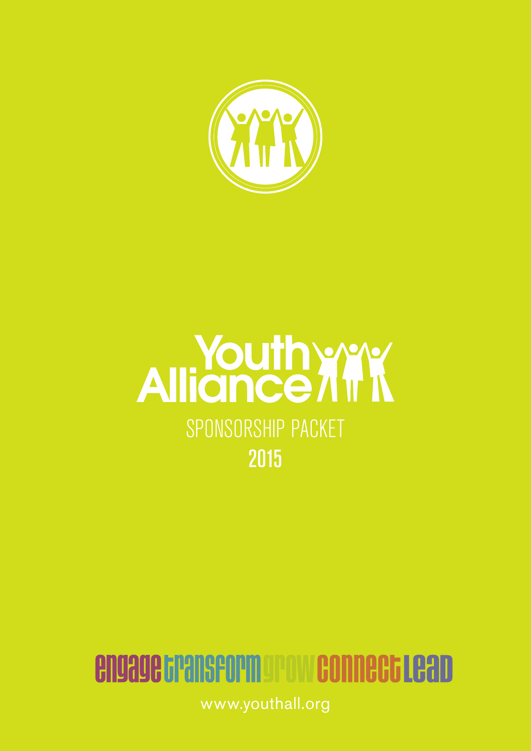# Youth Alliance

## SPONSORSHIP PACKET

## 2015

engage transform grow connect lead

www.youthall.org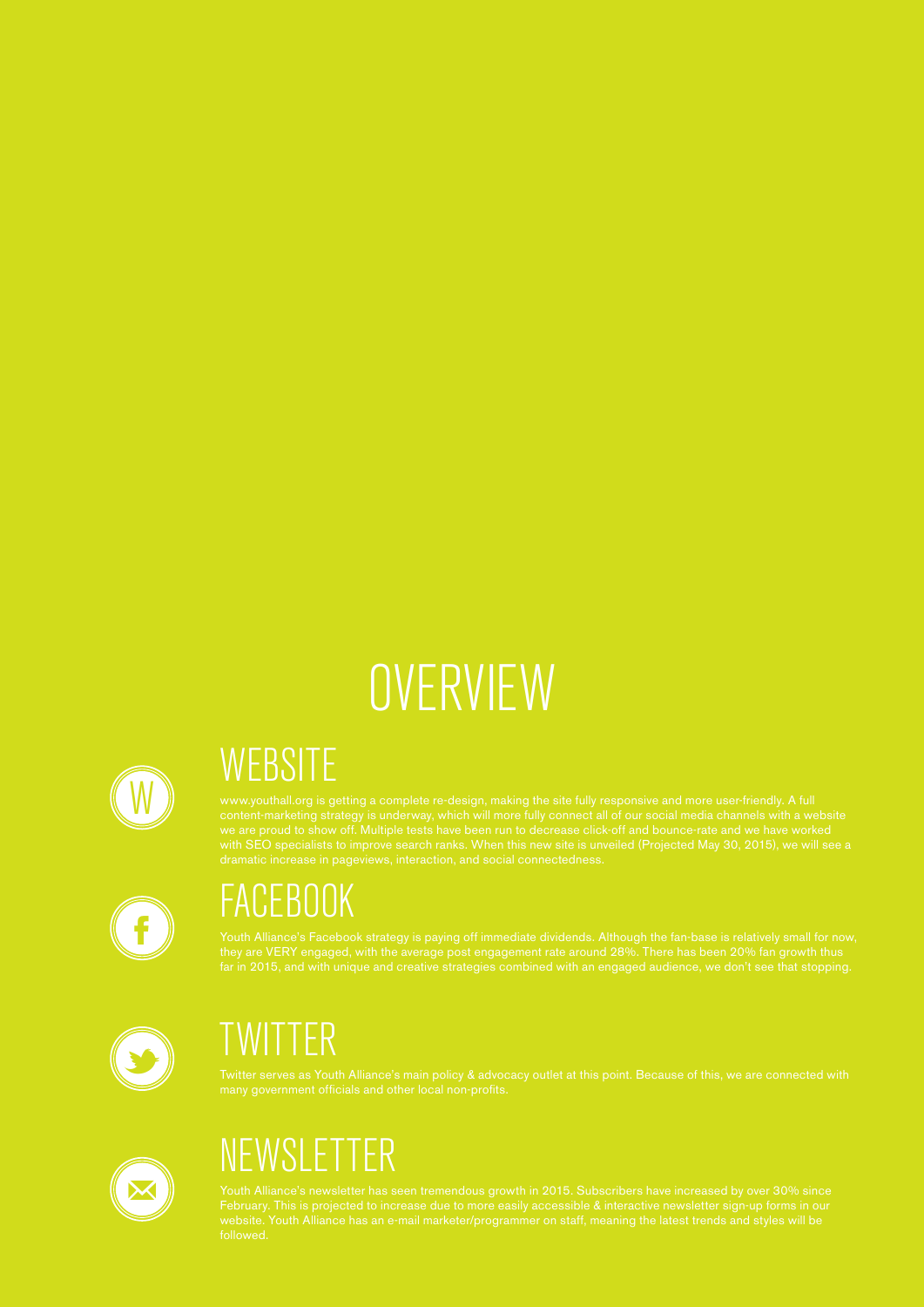# OVERVIEW

## WEBSITE

www.youthall.org is getting a complete re-design, making the site fully responsive and more user-friendly. A full content-marketing strategy is underway, which will more fully connect all of our social media channels with a website we are proud to show off. Multiple tests have been run to decrease click-off and bounce-rate and we have worked with SEO specialists to improve search ranks. When this new site is unveiled (Projected May 30, 2015), we will see a dramatic increase in pageviews, interaction, and social connectedness.

## FACEBOOK

Youth Alliance's Facebook strategy is paying off immediate dividends. Although the fan-base is relatively small for now, they are VERY engaged, with the average post engagement rate around 28%. There has been 20% fan growth thus far in 2015, and with unique and creative strategies combined with an engaged audience, we don't see that stopping.

## TWITTER

Twitter serves as Youth Alliance's main policy & advocacy outlet at this point. Because of this, we are connected with many government officials and other local non-profits.

## NEWSLETTER

Youth Alliance's newsletter has seen tremendous growth in 2015. Subscribers have increased by over 30% since February. This is projected to increase due to more easily accessible & interactive newsletter sign-up forms in our website. Youth Alliance has an e-mail marketer/programmer on staff, meaning the latest trends and styles will be followed.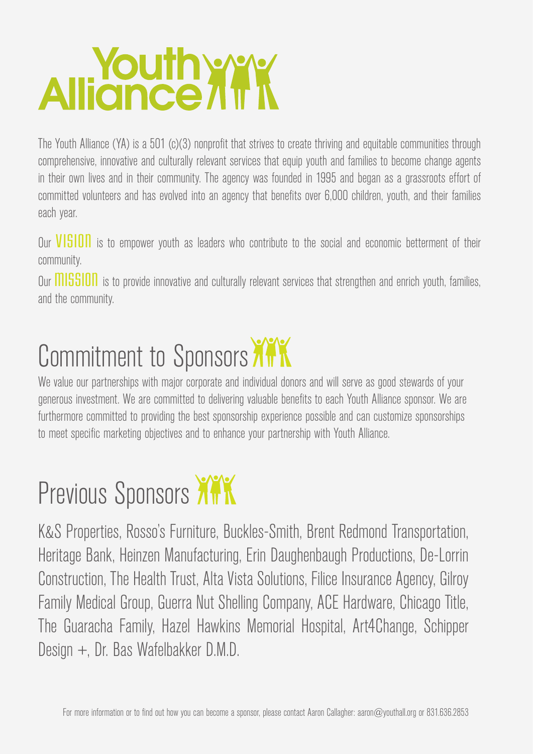# Youth Alliance

The Youth Alliance (YA) is a 501 (c)(3) nonprofit that strives to create thriving and equitable communities through comprehensive, innovative and culturally relevant services that equip youth and families to become change agents in their own lives and in their community. The agency was founded in 1995 and began as a grassroots effort of committed volunteers and has evolved into an agency that benefits over 6,000 children, youth, and their families each year.

Our **VISION** is to empower youth as leaders who contribute to the social and economic betterment of their community.

Our **MISSION** is to provide innovative and culturally relevant services that strengthen and enrich youth, families, and the community.

## Commitment to Sponsors

We value our partnerships with major corporate and individual donors and will serve as good stewards of your generous investment. We are committed to delivering valuable benefits to each Youth Alliance sponsor. We are furthermore committed to providing the best sponsorship experience possible and can customize sponsorships to meet specific marketing objectives and to enhance your partnership with Youth Alliance.

## Previous Sponsors

K&S Properties, Rosso's Furniture, Buckles-Smith, Brent Redmond Transportation, Heritage Bank, Heinzen Manufacturing, Erin Daughenbaugh Productions, De-Lorrin Construction, The Health Trust, Alta Vista Solutions, Filice Insurance Agency, Gilroy Family Medical Group, Guerra Nut Shelling Company, ACE Hardware, Chicago Title, The Guaracha Family, Hazel Hawkins Memorial Hospital, Art4Change, Schipper Design +, Dr. Bas Wafelbakker D.M.D.

For more information or to find out how you can become a sponsor, please contact Aaron Callagher: aaron@youthall.org or 831.636.2853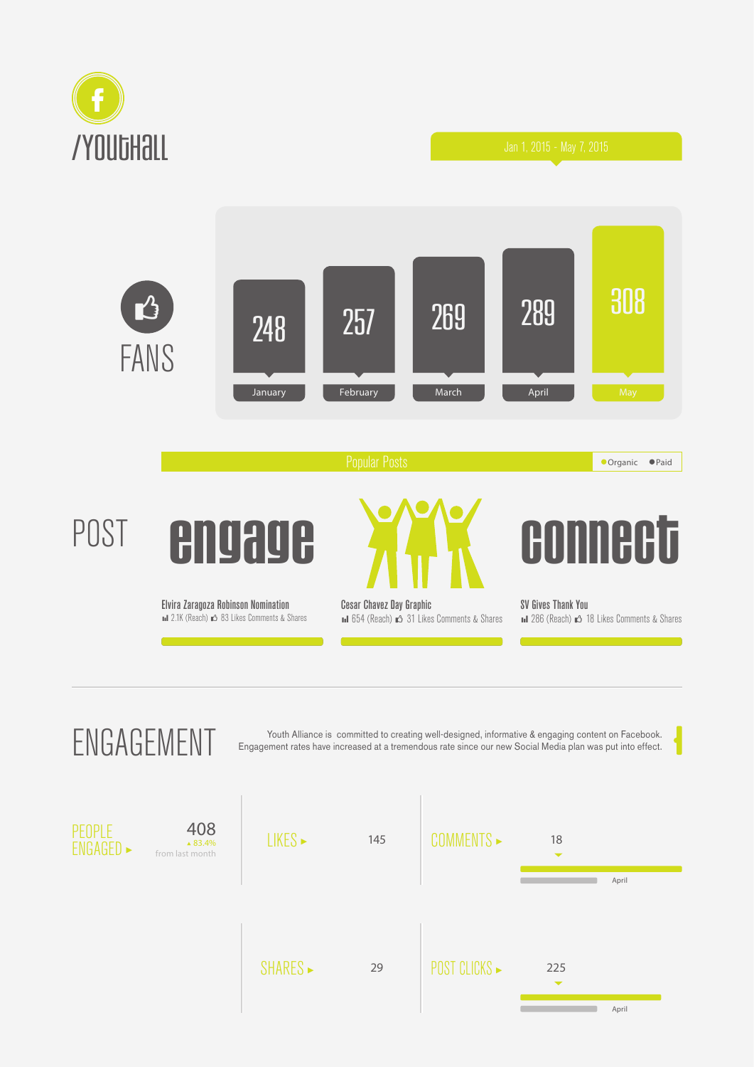# /YouthAll

Jan 1, 2015 - May 7, 2015

## FANS

| January | February | March | April | May |
|---|---|---|---|---|
| 248 | 257 | 269 | 289 | 308 |

## Popular Posts

●Organic ●Paid

## POST

engage

connect

**Elvira Zaragoza Robinson Nomination**
2.1K (Reach) 83 Likes Comments & Shares

**Cesar Chavez Day Graphic**
654 (Reach) 31 Likes Comments & Shares

**SV Gives Thank You**
286 (Reach) 18 Likes Comments & Shares

## ENGAGEMENT

Youth Alliance is committed to creating well-designed, informative & engaging content on Facebook. Engagement rates have increased at a tremendous rate since our new Social Media plan was put into effect.

PEOPLE ENGAGED ► 408
▲ 83.4% from last month

LIKES ► 145

COMMENTS ► 18
April

SHARES ► 29

POST CLICKS ► 225
April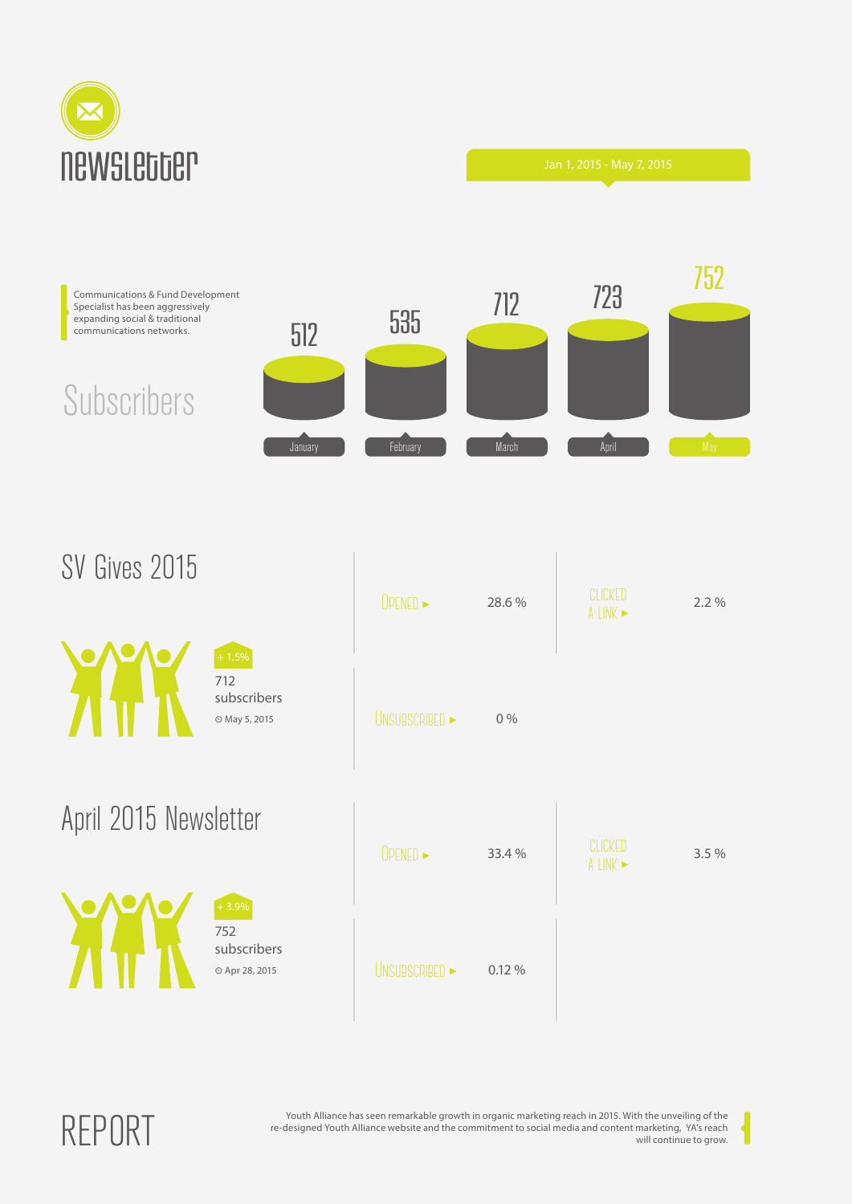# newsletter

Jan 1, 2015 - May 7, 2015

Communications & Fund Development Specialist has been aggressively expanding social & traditional communications networks.

## Subscribers

| January | February | March | April | May |
|---|---|---|---|---|
| 512 | 535 | 712 | 723 | 752 |

## SV Gives 2015

+ 1.5%

712 subscribers

May 5, 2015

| | |
|---|---|
| Opened ► | 28.6 % |
| Clicked a link ► | 2.2 % |
| Unsubscribed ► | 0 % |

## April 2015 Newsletter

+ 3.9%

752 subscribers

Apr 28, 2015

| | |
|---|---|
| Opened ► | 33.4 % |
| Clicked a link ► | 3.5 % |
| Unsubscribed ► | 0.12 % |

# REPORT

Youth Alliance has seen remarkable growth in organic marketing reach in 2015. With the unveiling of the re-designed Youth Alliance website and the commitment to social media and content marketing, YA's reach will continue to grow.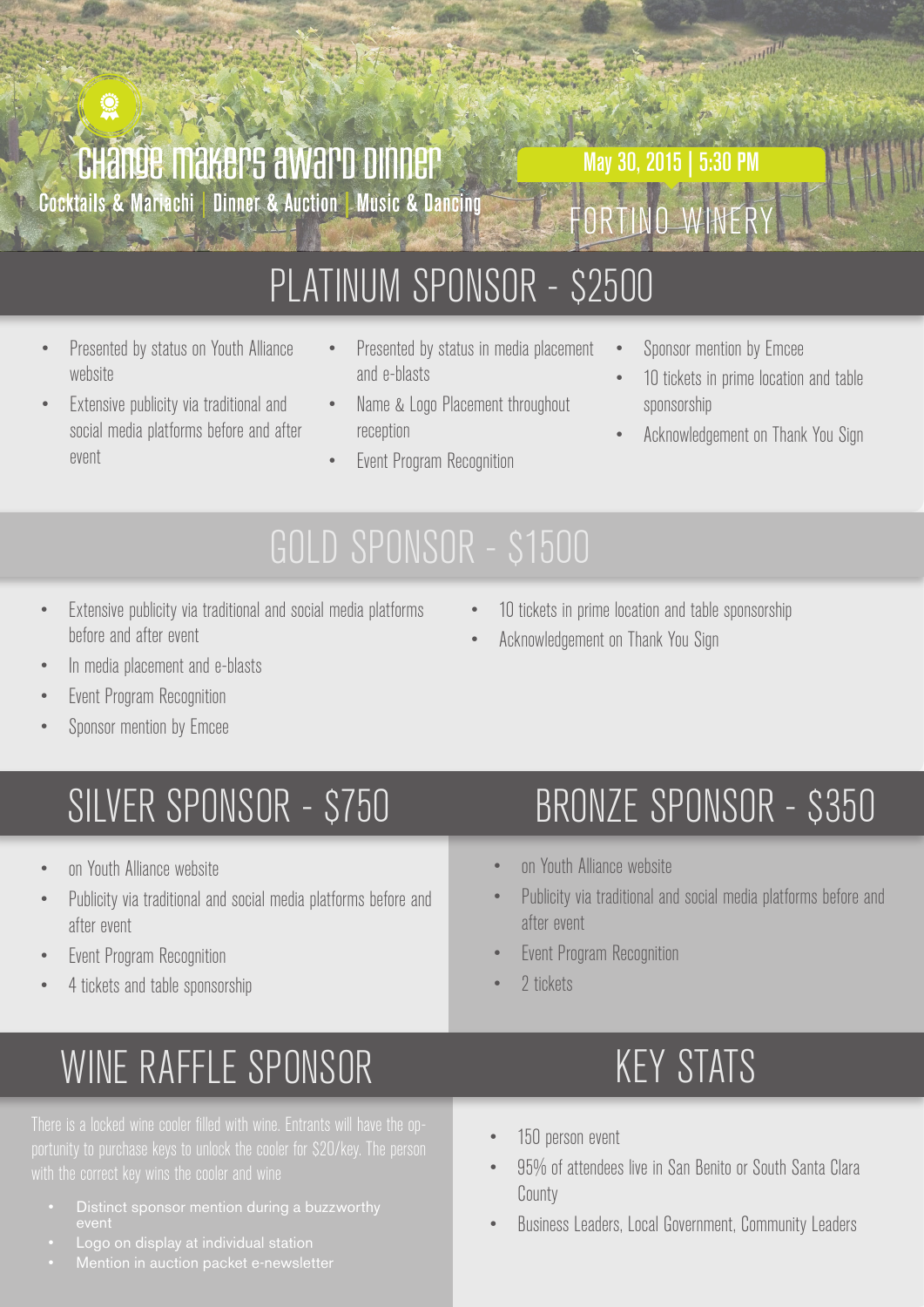# Change Makers Award Dinner

Cocktails & Mariachi | Dinner & Auction | Music & Dancing

May 30, 2015 | 5:30 PM

FORTINO WINERY

## PLATINUM SPONSOR - $2500

- Presented by status on Youth Alliance website
- Extensive publicity via traditional and social media platforms before and after event
- Presented by status in media placement and e-blasts
- Name & Logo Placement throughout reception
- Event Program Recognition
- Sponsor mention by Emcee
- 10 tickets in prime location and table sponsorship
- Acknowledgement on Thank You Sign

## GOLD SPONSOR - $1500

- Extensive publicity via traditional and social media platforms before and after event
- In media placement and e-blasts
- Event Program Recognition
- Sponsor mention by Emcee
- 10 tickets in prime location and table sponsorship
- Acknowledgement on Thank You Sign

## SILVER SPONSOR - $750

- on Youth Alliance website
- Publicity via traditional and social media platforms before and after event
- Event Program Recognition
- 4 tickets and table sponsorship

## BRONZE SPONSOR - $350

- on Youth Alliance website
- Publicity via traditional and social media platforms before and after event
- Event Program Recognition
- 2 tickets

## WINE RAFFLE SPONSOR

There is a locked wine cooler filled with wine. Entrants will have the opportunity to purchase keys to unlock the cooler for $20/key. The person with the correct key wins the cooler and wine

- Distinct sponsor mention during a buzzworthy event
- Logo on display at individual station
- Mention in auction packet e-newsletter

## KEY STATS

- 150 person event
- 95% of attendees live in San Benito or South Santa Clara County
- Business Leaders, Local Government, Community Leaders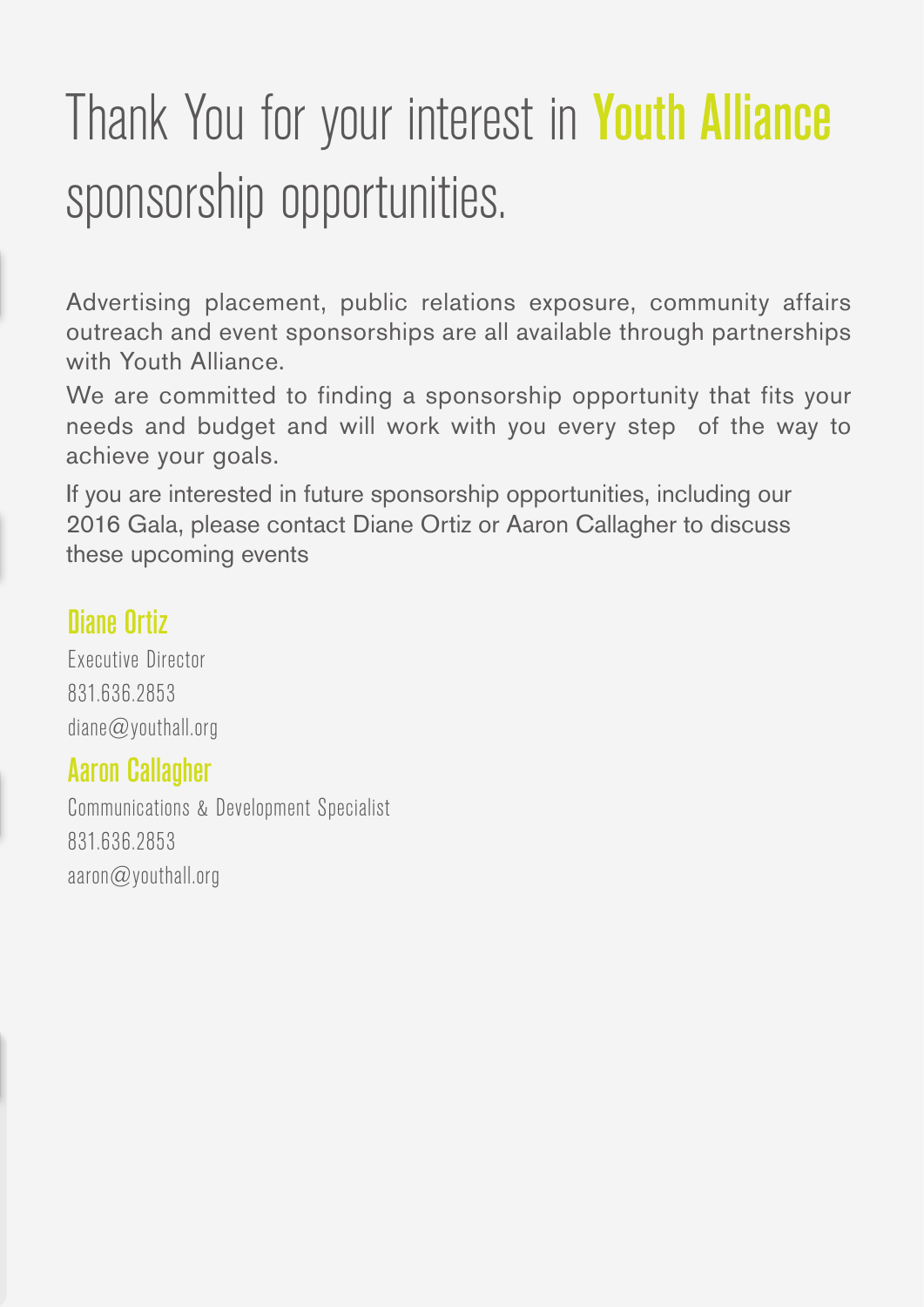# Thank You for your interest in **Youth Alliance** sponsorship opportunities.

Advertising placement, public relations exposure, community affairs outreach and event sponsorships are all available through partnerships with Youth Alliance.

We are committed to finding a sponsorship opportunity that fits your needs and budget and will work with you every step of the way to achieve your goals.

If you are interested in future sponsorship opportunities, including our 2016 Gala, please contact Diane Ortiz or Aaron Callagher to discuss these upcoming events

### Diane Ortiz

Executive Director
831.636.2853
diane@youthall.org

### Aaron Callagher

Communications & Development Specialist
831.636.2853
aaron@youthall.org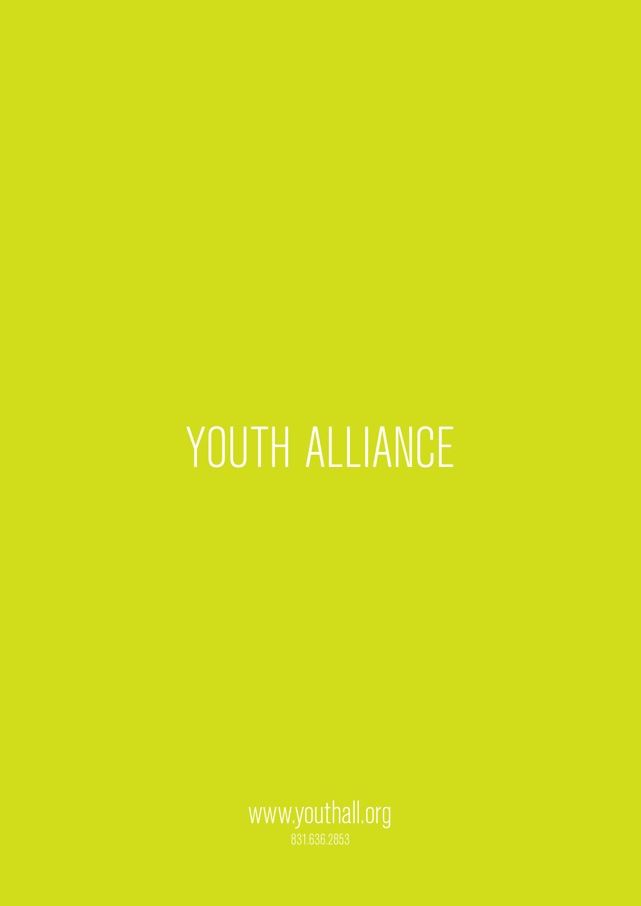# YOUTH ALLIANCE

www.youthall.org
831.636.2853